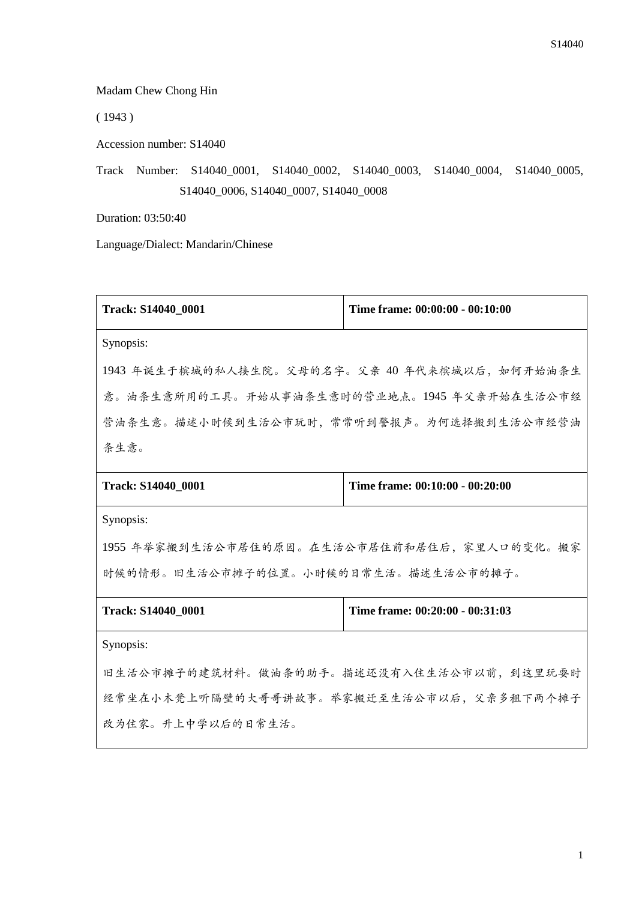Madam Chew Chong Hin

( 1943 )

Accession number: S14040

Track Number: S14040_0001, S14040_0002, S14040_0003, S14040_0004, S14040_0005, S14040_0006, S14040_0007, S14040_0008

Duration: 03:50:40

Language/Dialect: Mandarin/Chinese

| Track: S14040_0001 | Time frame: 00:00:00 - 00:10:00 |
| --- | --- |
| Synopsis:<br>1943 年诞生于槟城的私人接生院。父母的名字。父亲 40 年代来槟城以后，如何开始油条生意。油条生意所用的工具。开始从事油条生意时的营业地点。1945 年父亲开始在生活公市经营油条生意。描述小时候到生活公市玩时，常常听到警报声。为何选择搬到生活公市经营油条生意。 | |
| **Track: S14040_0001** | **Time frame: 00:10:00 - 00:20:00** |
| Synopsis:<br>1955 年举家搬到生活公市居住的原因。在生活公市居住前和居住后，家里人口的变化。搬家时候的情形。旧生活公市摊子的位置。小时候的日常生活。描述生活公市的摊子。 | |
| **Track: S14040_0001** | **Time frame: 00:20:00 - 00:31:03** |
| Synopsis:<br>旧生活公市摊子的建筑材料。做油条的助手。描述还没有入住生活公市以前，到这里玩耍时经常坐在小木凳上听隔壁的大哥哥讲故事。举家搬迁至生活公市以后，父亲多租下两个摊子改为住家。升上中学以后的日常生活。 | |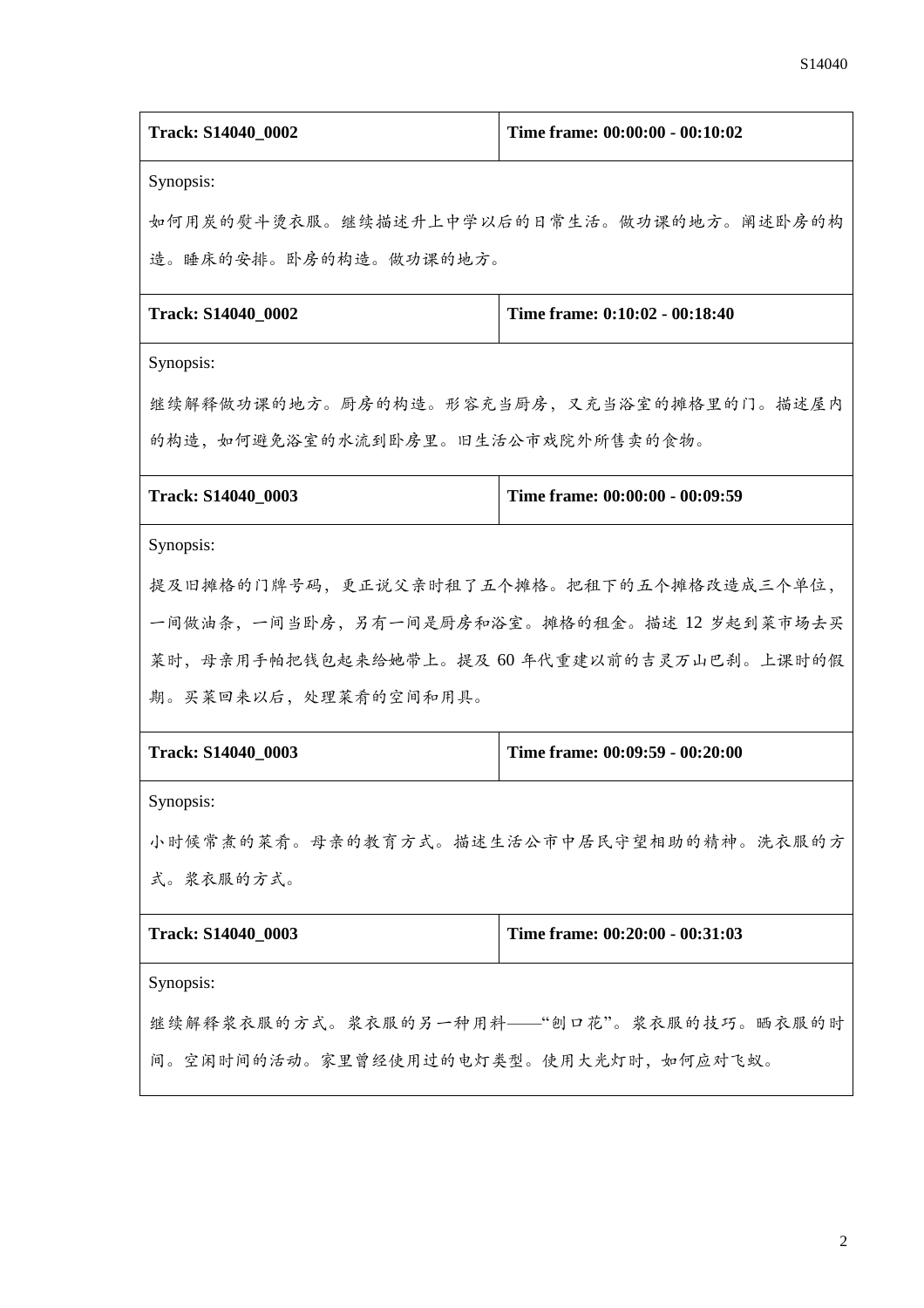| Track: S14040_0002 | Time frame: 00:00:00 - 00:10:02 |
| --- | --- |
| Synopsis:<br>如何用炭的熨斗烫衣服。继续描述升上中学以后的日常生活。做功课的地方。阐述卧房的构造。睡床的安排。卧房的构造。做功课的地方。 | |
| **Track: S14040_0002** | **Time frame: 0:10:02 - 00:18:40** |
| Synopsis:<br>继续解释做功课的地方。厨房的构造。形容充当厨房，又充当浴室的摊格里的门。描述屋内的构造，如何避免浴室的水流到卧房里。旧生活公市戏院外所售卖的食物。 | |
| **Track: S14040_0003** | **Time frame: 00:00:00 - 00:09:59** |
| Synopsis:<br>提及旧摊格的门牌号码，更正说父亲时租了五个摊格。把租下的五个摊格改造成三个单位，一间做油条，一间当卧房，另有一间是厨房和浴室。摊格的租金。描述 12 岁起到菜市场去买菜时，母亲用手帕把钱包起来给她带上。提及 60 年代重建以前的吉灵万山巴刹。上课时的假期。买菜回来以后，处理菜肴的空间和用具。 | |
| **Track: S14040_0003** | **Time frame: 00:09:59 - 00:20:00** |
| Synopsis:<br>小时候常煮的菜肴。母亲的教育方式。描述生活公市中居民守望相助的精神。洗衣服的方式。浆衣服的方式。 | |
| **Track: S14040_0003** | **Time frame: 00:20:00 - 00:31:03** |
| Synopsis:<br>继续解释浆衣服的方式。浆衣服的另一种用料——“刨口花”。浆衣服的技巧。晒衣服的时间。空闲时间的活动。家里曾经使用过的电灯类型。使用大光灯时，如何应对飞蚁。 | |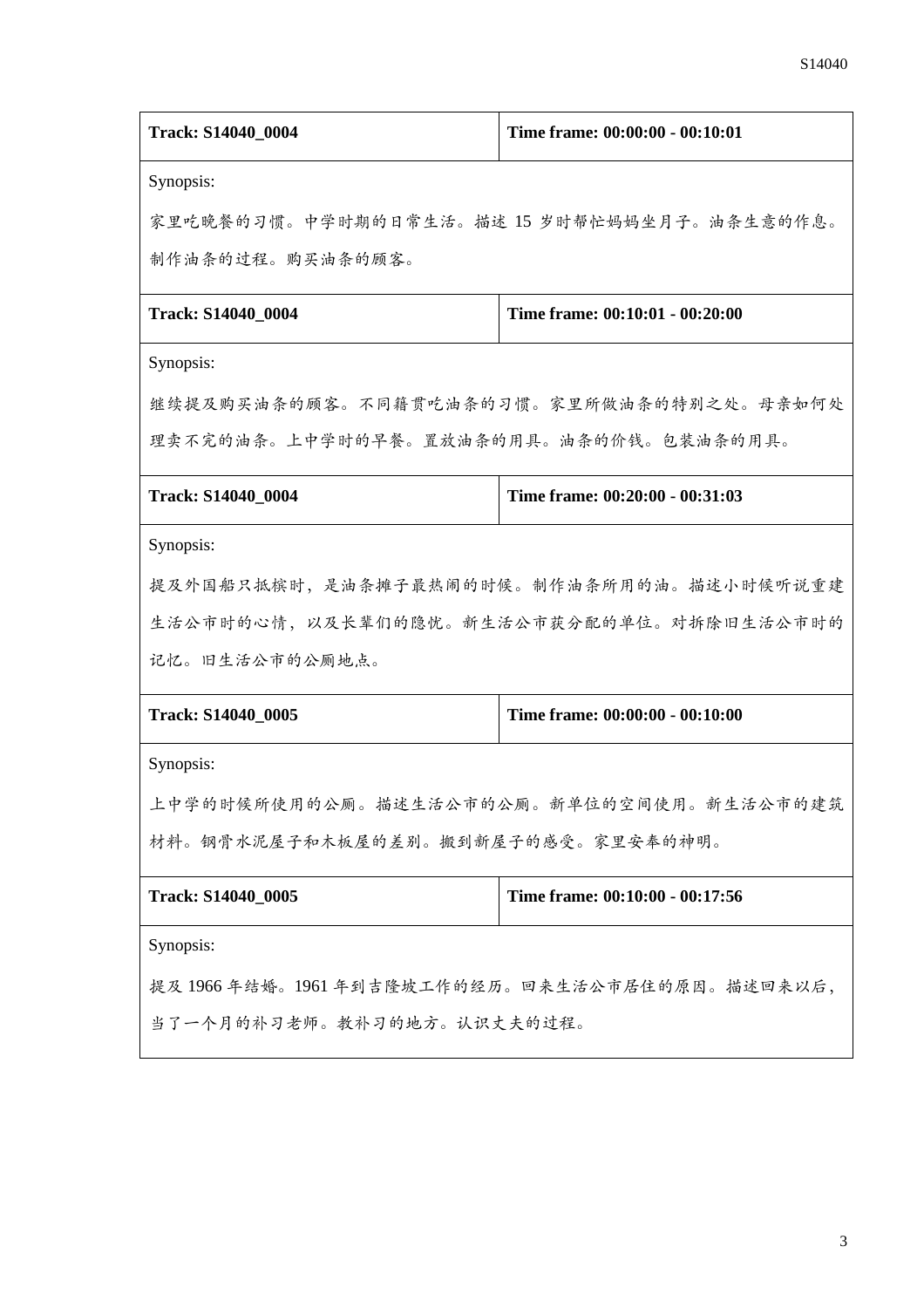| Track: S14040_0004 | Time frame: 00:00:00 - 00:10:01 |
|---|---|
| Synopsis:<br>家里吃晚餐的习惯。中学时期的日常生活。描述 15 岁时帮忙妈妈坐月子。油条生意的作息。制作油条的过程。购买油条的顾客。 | |

| Track: S14040_0004 | Time frame: 00:10:01 - 00:20:00 |
|---|---|
| Synopsis:<br>继续提及购买油条的顾客。不同籍贯吃油条的习惯。家里所做油条的特别之处。母亲如何处理卖不完的油条。上中学时的早餐。置放油条的用具。油条的价钱。包装油条的用具。 | |

| Track: S14040_0004 | Time frame: 00:20:00 - 00:31:03 |
|---|---|
| Synopsis:<br>提及外国船只抵槟时，是油条摊子最热闹的时候。制作油条所用的油。描述小时候听说重建生活公市时的心情，以及长辈们的隐忧。新生活公市获分配的单位。对拆除旧生活公市时的记忆。旧生活公市的公厕地点。 | |

| Track: S14040_0005 | Time frame: 00:00:00 - 00:10:00 |
|---|---|
| Synopsis:<br>上中学的时候所使用的公厕。描述生活公市的公厕。新单位的空间使用。新生活公市的建筑材料。钢骨水泥屋子和木板屋的差别。搬到新屋子的感受。家里安奉的神明。 | |

| Track: S14040_0005 | Time frame: 00:10:00 - 00:17:56 |
|---|---|
| Synopsis:<br>提及 1966 年结婚。1961 年到吉隆坡工作的经历。回来生活公市居住的原因。描述回来以后，当了一个月的补习老师。教补习的地方。认识丈夫的过程。 | |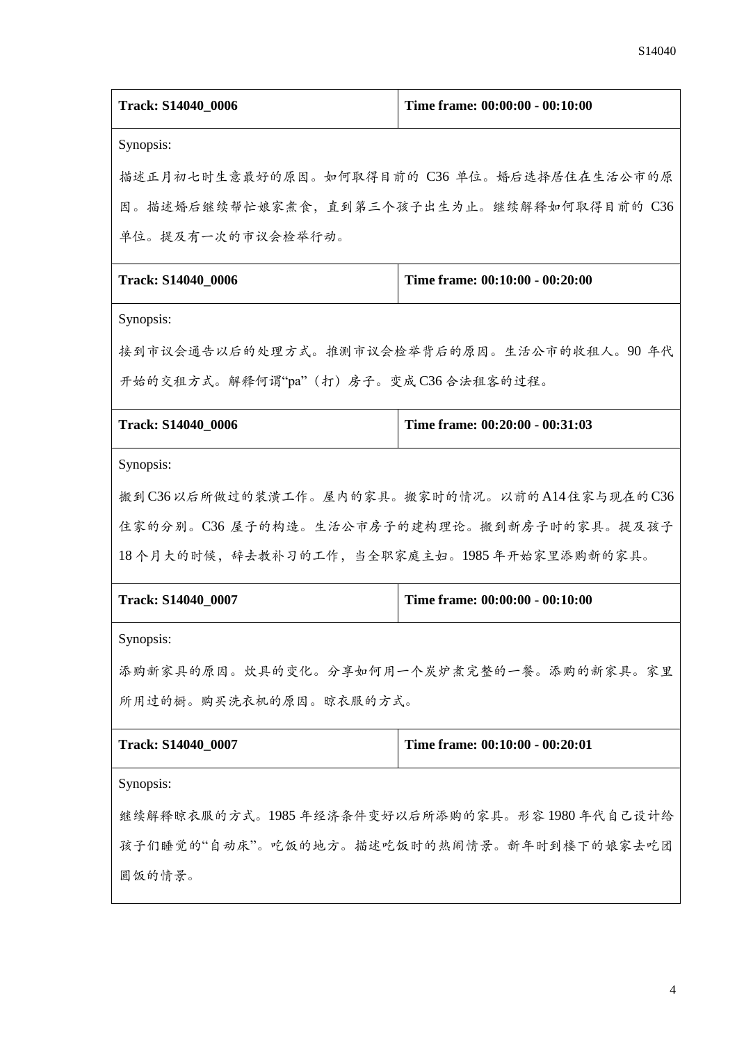| Track: S14040_0006 | Time frame: 00:00:00 - 00:10:00 |
|---|---|
| Synopsis: 描述正月初七时生意最好的原因。如何取得目前的 C36 单位。婚后选择居住在生活公市的原因。描述婚后继续帮忙娘家煮食，直到第三个孩子出生为止。继续解释如何取得目前的 C36 单位。提及有一次的市议会检举行动。 | |
| **Track: S14040_0006** | **Time frame: 00:10:00 - 00:20:00** |
| Synopsis: 接到市议会通告以后的处理方式。推测市议会检举背后的原因。生活公市的收租人。90 年代开始的交租方式。解释何谓"pa"（打）房子。变成 C36 合法租客的过程。 | |
| **Track: S14040_0006** | **Time frame: 00:20:00 - 00:31:03** |
| Synopsis: 搬到 C36 以后所做过的装潢工作。屋内的家具。搬家时的情况。以前的 A14 住家与现在的 C36 住家的分别。C36 屋子的构造。生活公市房子的建构理论。搬到新房子时的家具。提及孩子 18 个月大的时候，辞去教补习的工作，当全职家庭主妇。1985 年开始家里添购新的家具。 | |
| **Track: S14040_0007** | **Time frame: 00:00:00 - 00:10:00** |
| Synopsis: 添购新家具的原因。炊具的变化。分享如何用一个炭炉煮完整的一餐。添购的新家具。家里所用过的橱。购买洗衣机的原因。晾衣服的方式。 | |
| **Track: S14040_0007** | **Time frame: 00:10:00 - 00:20:01** |
| Synopsis: 继续解释晾衣服的方式。1985 年经济条件变好以后所添购的家具。形容 1980 年代自己设计给孩子们睡觉的"自动床"。吃饭的地方。描述吃饭时的热闹情景。新年时到楼下的娘家去吃团圆饭的情景。 | |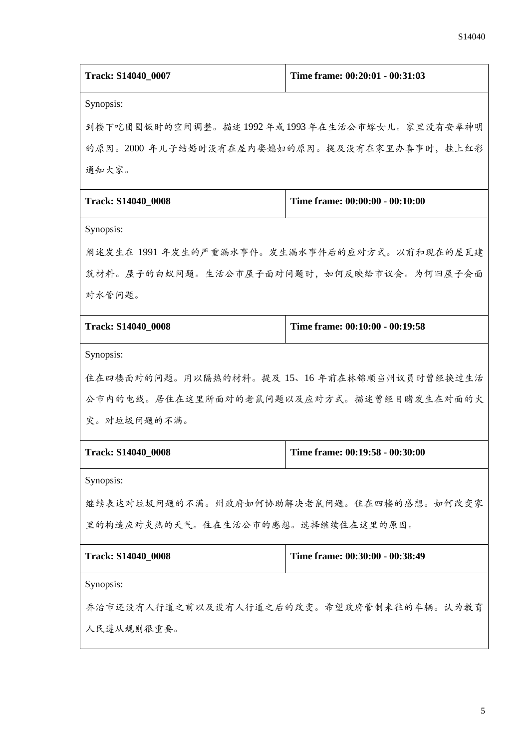| Track: S14040_0007 | Time frame: 00:20:01 - 00:31:03 |
|---|---|
| Synopsis:<br>到楼下吃团圆饭时的空间调整。描述 1992 年或 1993 年在生活公市嫁女儿。家里没有安奉神明的原因。2000 年儿子结婚时没有在屋内娶媳妇的原因。提及没有在家里办喜事时，挂上红彩通知大家。 | |
| **Track: S14040_0008** | **Time frame: 00:00:00 - 00:10:00** |
| Synopsis:<br>阐述发生在 1991 年发生的严重漏水事件。发生漏水事件后的应对方式。以前和现在的屋瓦建筑材料。屋子的白蚁问题。生活公市屋子面对问题时，如何反映给市议会。为何旧屋子会面对水管问题。 | |
| **Track: S14040_0008** | **Time frame: 00:10:00 - 00:19:58** |
| Synopsis:<br>住在四楼面对的问题。用以隔热的材料。提及 15、16 年前在林锦顺当州议员时曾经换过生活公市内的电线。居住在这里所面对的老鼠问题以及应对方式。描述曾经目睹发生在对面的火灾。对垃圾问题的不满。 | |
| **Track: S14040_0008** | **Time frame: 00:19:58 - 00:30:00** |
| Synopsis:<br>继续表达对垃圾问题的不满。州政府如何协助解决老鼠问题。住在四楼的感想。如何改变家里的构造应对炎热的天气。住在生活公市的感想。选择继续住在这里的原因。 | |
| **Track: S14040_0008** | **Time frame: 00:30:00 - 00:38:49** |
| Synopsis:<br>乔治市还没有人行道之前以及设有人行道之后的改变。希望政府管制来往的车辆。认为教育人民遵从规则很重要。 | |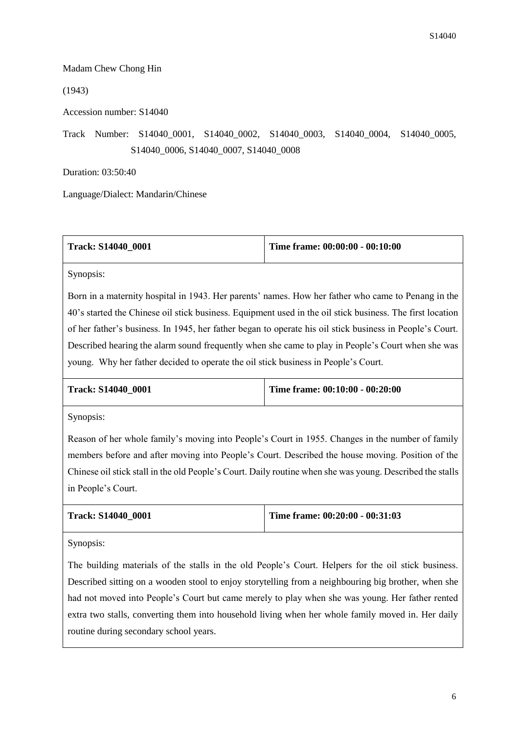Madam Chew Chong Hin

(1943)

Accession number: S14040

Track Number: S14040_0001, S14040_0002, S14040_0003, S14040_0004, S14040_0005, S14040_0006, S14040_0007, S14040_0008

Duration: 03:50:40

Language/Dialect: Mandarin/Chinese

| **Track: S14040_0001** | **Time frame: 00:00:00 - 00:10:00** |
|---|---|
| Synopsis: Born in a maternity hospital in 1943. Her parents' names. How her father who came to Penang in the 40's started the Chinese oil stick business. Equipment used in the oil stick business. The first location of her father's business. In 1945, her father began to operate his oil stick business in People's Court. Described hearing the alarm sound frequently when she came to play in People's Court when she was young. Why her father decided to operate the oil stick business in People's Court. | |

| **Track: S14040_0001** | **Time frame: 00:10:00 - 00:20:00** |
|---|---|
| Synopsis: Reason of her whole family's moving into People's Court in 1955. Changes in the number of family members before and after moving into People's Court. Described the house moving. Position of the Chinese oil stick stall in the old People's Court. Daily routine when she was young. Described the stalls in People's Court. | |

| **Track: S14040_0001** | **Time frame: 00:20:00 - 00:31:03** |
|---|---|
| Synopsis: The building materials of the stalls in the old People's Court. Helpers for the oil stick business. Described sitting on a wooden stool to enjoy storytelling from a neighbouring big brother, when she had not moved into People's Court but came merely to play when she was young. Her father rented extra two stalls, converting them into household living when her whole family moved in. Her daily routine during secondary school years. | |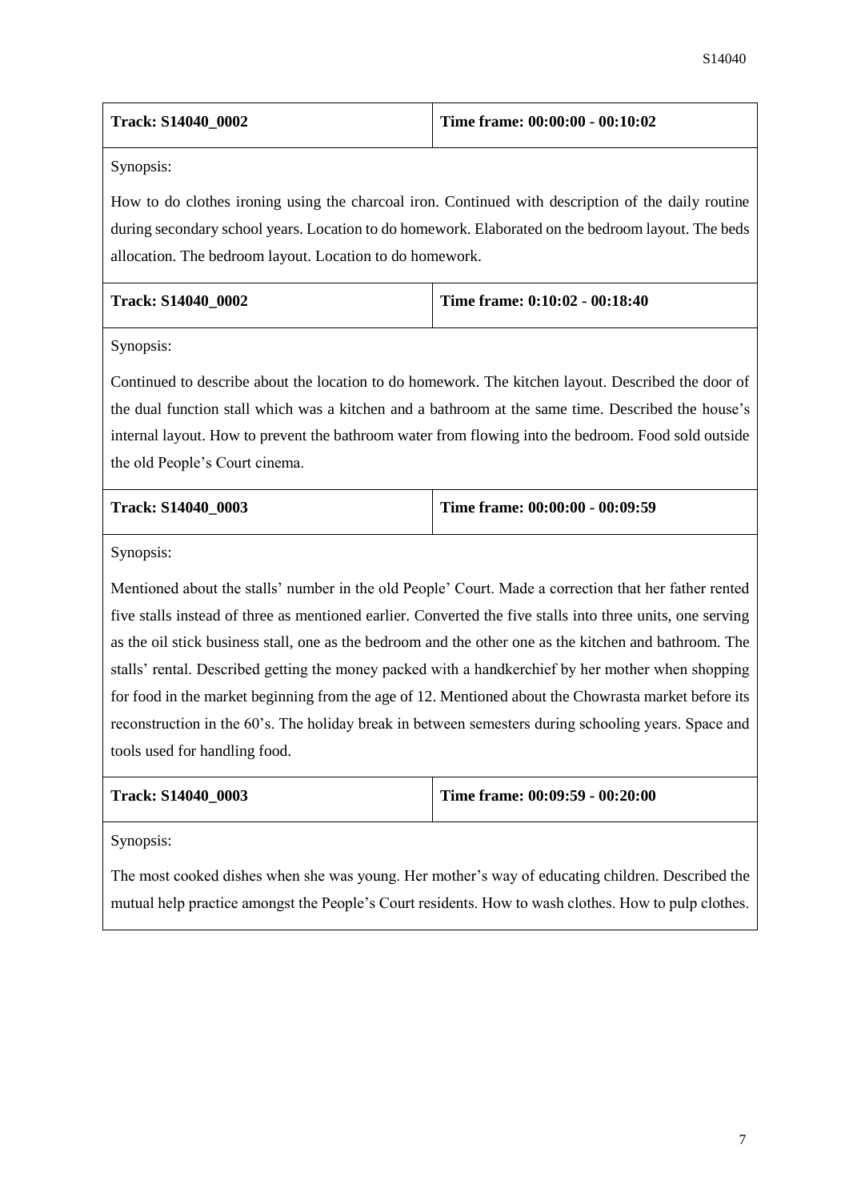| Track: S14040_0002 | Time frame: 00:00:00 - 00:10:02 |
| --- | --- |

Synopsis:

How to do clothes ironing using the charcoal iron. Continued with description of the daily routine during secondary school years. Location to do homework. Elaborated on the bedroom layout. The beds allocation. The bedroom layout. Location to do homework.

| Track: S14040_0002 | Time frame: 0:10:02 - 00:18:40 |
| --- | --- |

Synopsis:

Continued to describe about the location to do homework. The kitchen layout. Described the door of the dual function stall which was a kitchen and a bathroom at the same time. Described the house's internal layout. How to prevent the bathroom water from flowing into the bedroom. Food sold outside the old People's Court cinema.

| Track: S14040_0003 | Time frame: 00:00:00 - 00:09:59 |
| --- | --- |

Synopsis:

Mentioned about the stalls' number in the old People' Court. Made a correction that her father rented five stalls instead of three as mentioned earlier. Converted the five stalls into three units, one serving as the oil stick business stall, one as the bedroom and the other one as the kitchen and bathroom. The stalls' rental. Described getting the money packed with a handkerchief by her mother when shopping for food in the market beginning from the age of 12. Mentioned about the Chowrasta market before its reconstruction in the 60's. The holiday break in between semesters during schooling years. Space and tools used for handling food.

| Track: S14040_0003 | Time frame: 00:09:59 - 00:20:00 |
| --- | --- |

Synopsis:

The most cooked dishes when she was young. Her mother's way of educating children. Described the mutual help practice amongst the People's Court residents. How to wash clothes. How to pulp clothes.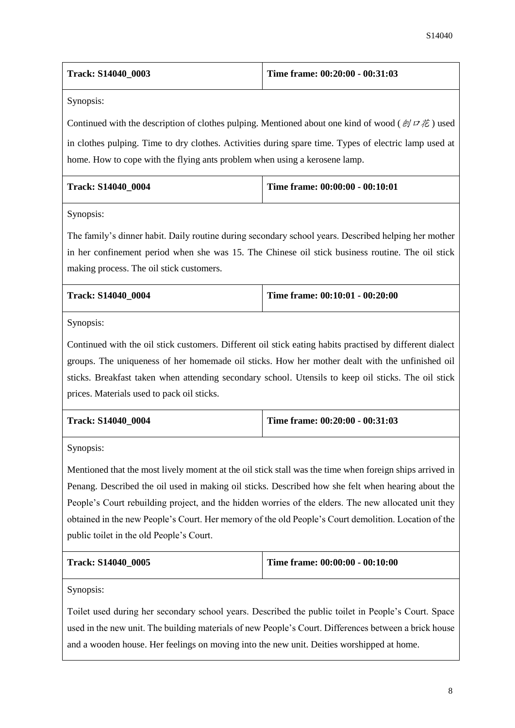| Track: S14040_0003 | Time frame: 00:20:00 - 00:31:03 |
| --- | --- |

Synopsis:

Continued with the description of clothes pulping. Mentioned about one kind of wood (刨口花) used in clothes pulping. Time to dry clothes. Activities during spare time. Types of electric lamp used at home. How to cope with the flying ants problem when using a kerosene lamp.

| Track: S14040_0004 | Time frame: 00:00:00 - 00:10:01 |
| --- | --- |

Synopsis:

The family's dinner habit. Daily routine during secondary school years. Described helping her mother in her confinement period when she was 15. The Chinese oil stick business routine. The oil stick making process. The oil stick customers.

| Track: S14040_0004 | Time frame: 00:10:01 - 00:20:00 |
| --- | --- |

Synopsis:

Continued with the oil stick customers. Different oil stick eating habits practised by different dialect groups. The uniqueness of her homemade oil sticks. How her mother dealt with the unfinished oil sticks. Breakfast taken when attending secondary school. Utensils to keep oil sticks. The oil stick prices. Materials used to pack oil sticks.

| Track: S14040_0004 | Time frame: 00:20:00 - 00:31:03 |
| --- | --- |

Synopsis:

Mentioned that the most lively moment at the oil stick stall was the time when foreign ships arrived in Penang. Described the oil used in making oil sticks. Described how she felt when hearing about the People's Court rebuilding project, and the hidden worries of the elders. The new allocated unit they obtained in the new People's Court. Her memory of the old People's Court demolition. Location of the public toilet in the old People's Court.

| Track: S14040_0005 | Time frame: 00:00:00 - 00:10:00 |
| --- | --- |

Synopsis:

Toilet used during her secondary school years. Described the public toilet in People's Court. Space used in the new unit. The building materials of new People's Court. Differences between a brick house and a wooden house. Her feelings on moving into the new unit. Deities worshipped at home.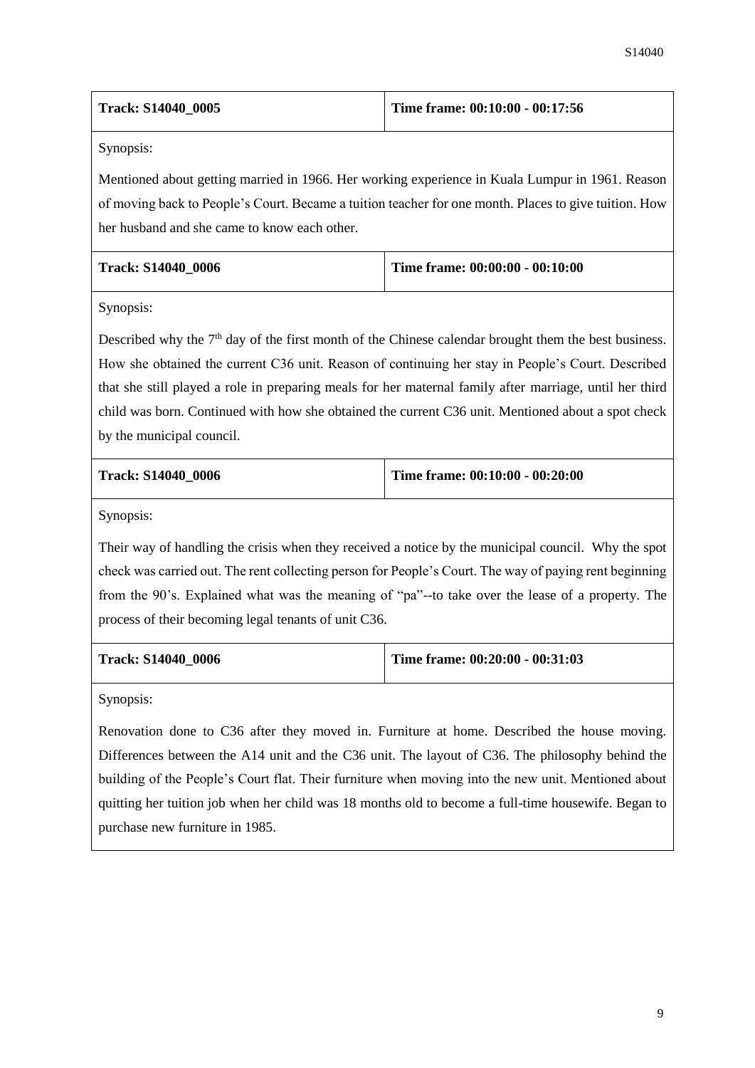| Track: S14040_0005 | Time frame: 00:10:00 - 00:17:56 |
|---|---|
| Synopsis: | |
| Mentioned about getting married in 1966. Her working experience in Kuala Lumpur in 1961. Reason of moving back to People's Court. Became a tuition teacher for one month. Places to give tuition. How her husband and she came to know each other. | |

| Track: S14040_0006 | Time frame: 00:00:00 - 00:10:00 |
|---|---|
| Synopsis: | |
| Described why the 7th day of the first month of the Chinese calendar brought them the best business. How she obtained the current C36 unit. Reason of continuing her stay in People's Court. Described that she still played a role in preparing meals for her maternal family after marriage, until her third child was born. Continued with how she obtained the current C36 unit. Mentioned about a spot check by the municipal council. | |

| Track: S14040_0006 | Time frame: 00:10:00 - 00:20:00 |
|---|---|
| Synopsis: | |
| Their way of handling the crisis when they received a notice by the municipal council. Why the spot check was carried out. The rent collecting person for People's Court. The way of paying rent beginning from the 90's. Explained what was the meaning of "pa"--to take over the lease of a property. The process of their becoming legal tenants of unit C36. | |

| Track: S14040_0006 | Time frame: 00:20:00 - 00:31:03 |
|---|---|
| Synopsis: | |
| Renovation done to C36 after they moved in. Furniture at home. Described the house moving. Differences between the A14 unit and the C36 unit. The layout of C36. The philosophy behind the building of the People's Court flat. Their furniture when moving into the new unit. Mentioned about quitting her tuition job when her child was 18 months old to become a full-time housewife. Began to purchase new furniture in 1985. | |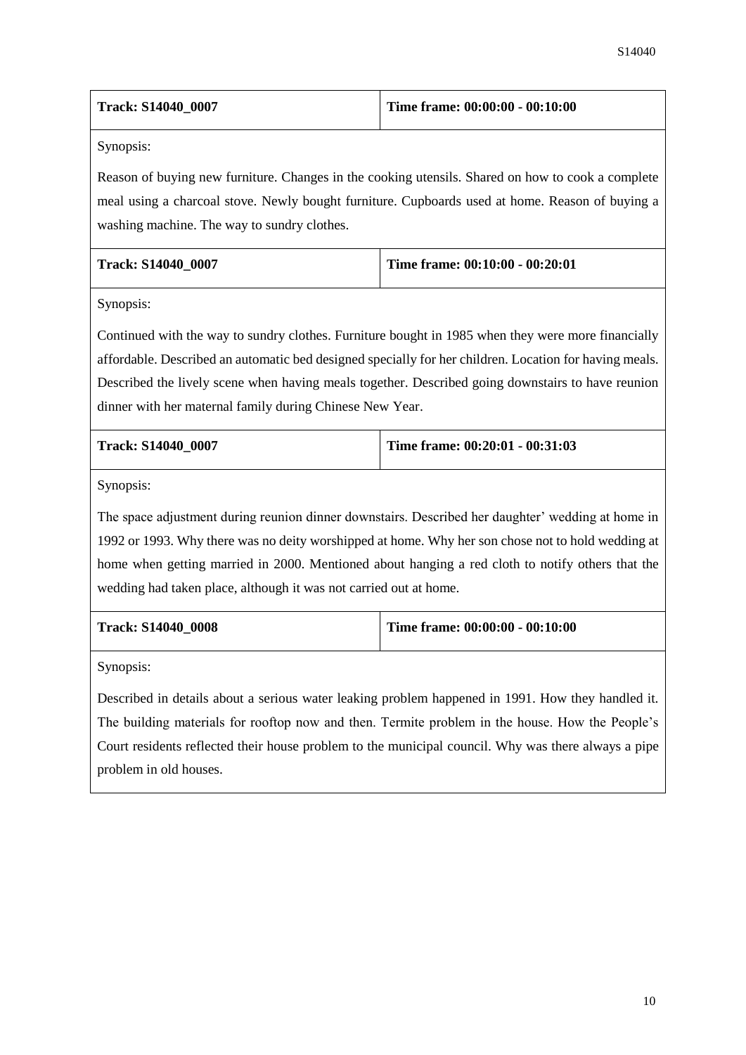| Track: S14040_0007 | Time frame: 00:00:00 - 00:10:00 |
| --- | --- |
| Synopsis: | |
| Reason of buying new furniture. Changes in the cooking utensils. Shared on how to cook a complete meal using a charcoal stove. Newly bought furniture. Cupboards used at home. Reason of buying a washing machine. The way to sundry clothes. | |

| Track: S14040_0007 | Time frame: 00:10:00 - 00:20:01 |
| --- | --- |
| Synopsis: | |
| Continued with the way to sundry clothes. Furniture bought in 1985 when they were more financially affordable. Described an automatic bed designed specially for her children. Location for having meals. Described the lively scene when having meals together. Described going downstairs to have reunion dinner with her maternal family during Chinese New Year. | |

| Track: S14040_0007 | Time frame: 00:20:01 - 00:31:03 |
| --- | --- |
| Synopsis: | |
| The space adjustment during reunion dinner downstairs. Described her daughter' wedding at home in 1992 or 1993. Why there was no deity worshipped at home. Why her son chose not to hold wedding at home when getting married in 2000. Mentioned about hanging a red cloth to notify others that the wedding had taken place, although it was not carried out at home. | |

| Track: S14040_0008 | Time frame: 00:00:00 - 00:10:00 |
| --- | --- |
| Synopsis: | |
| Described in details about a serious water leaking problem happened in 1991. How they handled it. The building materials for rooftop now and then. Termite problem in the house. How the People's Court residents reflected their house problem to the municipal council. Why was there always a pipe problem in old houses. | |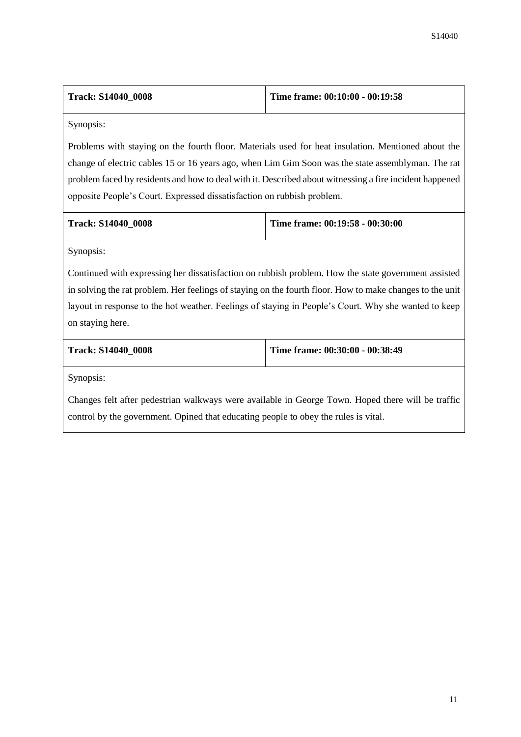| Track: S14040_0008 | Time frame: 00:10:00 - 00:19:58 |
|---|---|

Synopsis:

Problems with staying on the fourth floor. Materials used for heat insulation. Mentioned about the change of electric cables 15 or 16 years ago, when Lim Gim Soon was the state assemblyman. The rat problem faced by residents and how to deal with it. Described about witnessing a fire incident happened opposite People's Court. Expressed dissatisfaction on rubbish problem.

| Track: S14040_0008 | Time frame: 00:19:58 - 00:30:00 |
|---|---|

Synopsis:

Continued with expressing her dissatisfaction on rubbish problem. How the state government assisted in solving the rat problem. Her feelings of staying on the fourth floor. How to make changes to the unit layout in response to the hot weather. Feelings of staying in People's Court. Why she wanted to keep on staying here.

| Track: S14040_0008 | Time frame: 00:30:00 - 00:38:49 |
|---|---|

Synopsis:

Changes felt after pedestrian walkways were available in George Town. Hoped there will be traffic control by the government. Opined that educating people to obey the rules is vital.